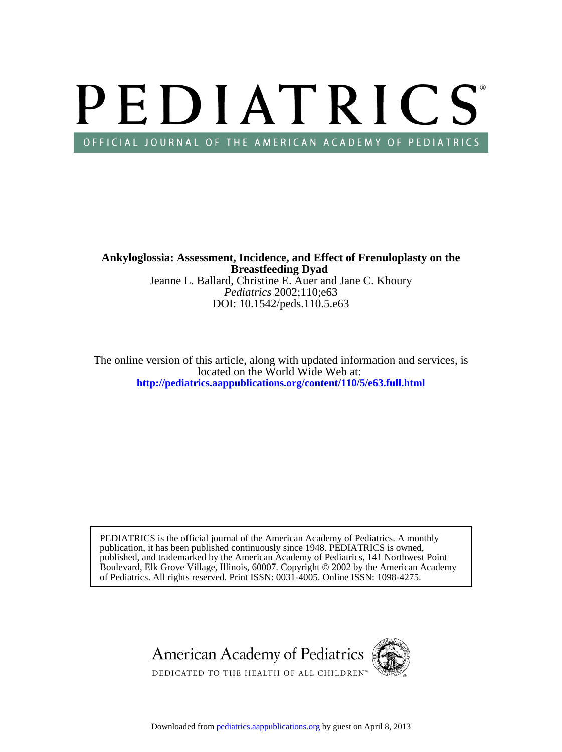# PEDIATRICS

OFFICIAL JOURNAL OF THE AMERICAN ACADEMY OF PEDIATRICS

**Ankyloglossia: Assessment, Incidence, and Effect of Frenuloplasty on the Breastfeeding Dyad**

Jeanne L. Ballard, Christine E. Auer and Jane C. Khoury

*Pediatrics* 2002;110;e63

DOI: 10.1542/peds.110.5.e63

The online version of this article, along with updated information and services, is located on the World Wide Web at:

**http://pediatrics.aappublications.org/content/110/5/e63.full.html**

PEDIATRICS is the official journal of the American Academy of Pediatrics. A monthly publication, it has been published continuously since 1948. PEDIATRICS is owned, published, and trademarked by the American Academy of Pediatrics, 141 Northwest Point Boulevard, Elk Grove Village, Illinois, 60007. Copyright © 2002 by the American Academy of Pediatrics. All rights reserved. Print ISSN: 0031-4005. Online ISSN: 1098-4275.

American Academy of Pediatrics

DEDICATED TO THE HEALTH OF ALL CHILDREN™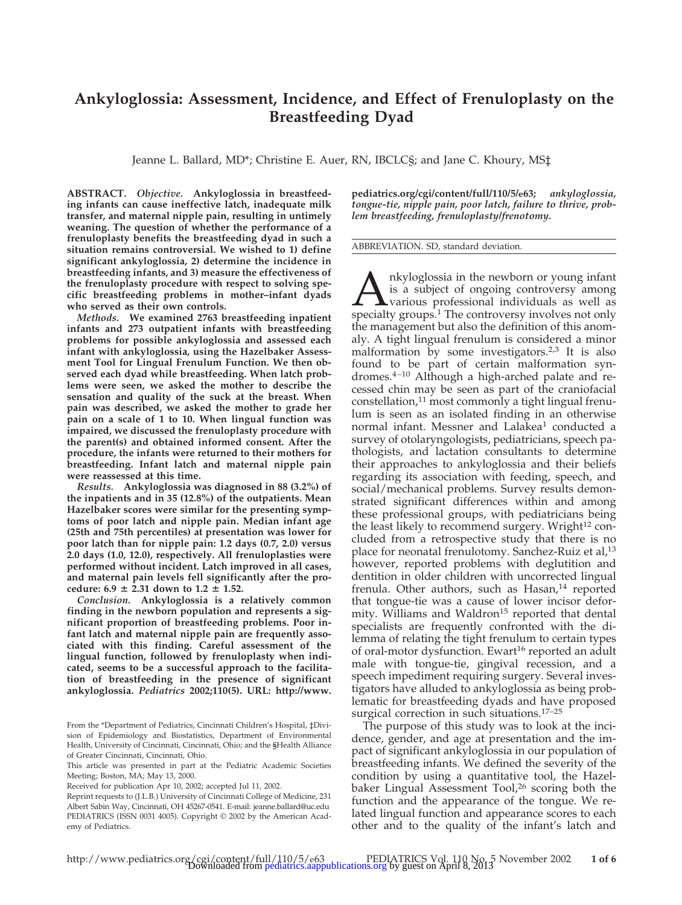# Ankyloglossia: Assessment, Incidence, and Effect of Frenuloplasty on the Breastfeeding Dyad

Jeanne L. Ballard, MD*; Christine E. Auer, RN, IBCLC§; and Jane C. Khoury, MS‡

**ABSTRACT.** *Objective.* **Ankyloglossia in breastfeeding infants can cause ineffective latch, inadequate milk transfer, and maternal nipple pain, resulting in untimely weaning. The question of whether the performance of a frenuloplasty benefits the breastfeeding dyad in such a situation remains controversial. We wished to 1) define significant ankyloglossia, 2) determine the incidence in breastfeeding infants, and 3) measure the effectiveness of the frenuloplasty procedure with respect to solving specific breastfeeding problems in mother–infant dyads who served as their own controls.**

*Methods.* **We examined 2763 breastfeeding inpatient infants and 273 outpatient infants with breastfeeding problems for possible ankyloglossia and assessed each infant with ankyloglossia, using the Hazelbaker Assessment Tool for Lingual Frenulum Function. We then observed each dyad while breastfeeding. When latch problems were seen, we asked the mother to describe the sensation and quality of the suck at the breast. When pain was described, we asked the mother to grade her pain on a scale of 1 to 10. When lingual function was impaired, we discussed the frenuloplasty procedure with the parent(s) and obtained informed consent. After the procedure, the infants were returned to their mothers for breastfeeding. Infant latch and maternal nipple pain were reassessed at this time.**

*Results.* **Ankyloglossia was diagnosed in 88 (3.2%) of the inpatients and in 35 (12.8%) of the outpatients. Mean Hazelbaker scores were similar for the presenting symptoms of poor latch and nipple pain. Median infant age (25th and 75th percentiles) at presentation was lower for poor latch than for nipple pain: 1.2 days (0.7, 2.0) versus 2.0 days (1.0, 12.0), respectively. All frenuloplasties were performed without incident. Latch improved in all cases, and maternal pain levels fell significantly after the procedure: 6.9 ± 2.31 down to 1.2 ± 1.52.**

*Conclusion.* **Ankyloglossia is a relatively common finding in the newborn population and represents a significant proportion of breastfeeding problems. Poor infant latch and maternal nipple pain are frequently associated with this finding. Careful assessment of the lingual function, followed by frenuloplasty when indicated, seems to be a successful approach to the facilitation of breastfeeding in the presence of significant ankyloglossia.** *Pediatrics* **2002;110(5). URL: http://www.pediatrics.org/cgi/content/full/110/5/e63;** ***ankyloglossia, tongue-tie, nipple pain, poor latch, failure to thrive, problem breastfeeding, frenuloplasty/frenotomy.***

From the *Department of Pediatrics, Cincinnati Children's Hospital, ‡Division of Epidemiology and Biostatistics, Department of Environmental Health, University of Cincinnati, Cincinnati, Ohio; and the §Health Alliance of Greater Cincinnati, Cincinnati, Ohio.

This article was presented in part at the Pediatric Academic Societies Meeting; Boston, MA; May 13, 2000.

Received for publication Apr 10, 2002; accepted Jul 11, 2002.

Reprint requests to (J.L.B.) University of Cincinnati College of Medicine, 231 Albert Sabin Way, Cincinnati, OH 45267-0541. E-mail: jeanne.ballard@uc.edu

PEDIATRICS (ISSN 0031 4005). Copyright © 2002 by the American Academy of Pediatrics.

ABBREVIATION. SD, standard deviation.

Ankyloglossia in the newborn or young infant is a subject of ongoing controversy among various professional individuals as well as specialty groups.[1] The controversy involves not only the management but also the definition of this anomaly. A tight lingual frenulum is considered a minor malformation by some investigators.[2,3] It is also found to be part of certain malformation syndromes.[4–10] Although a high-arched palate and recessed chin may be seen as part of the craniofacial constellation,[11] most commonly a tight lingual frenulum is seen as an isolated finding in an otherwise normal infant. Messner and Lalakea[1] conducted a survey of otolaryngologists, pediatricians, speech pathologists, and lactation consultants to determine their approaches to ankyloglossia and their beliefs regarding its association with feeding, speech, and social/mechanical problems. Survey results demonstrated significant differences within and among these professional groups, with pediatricians being the least likely to recommend surgery. Wright[12] concluded from a retrospective study that there is no place for neonatal frenulotomy. Sanchez-Ruiz et al,[13] however, reported problems with deglutition and dentition in older children with uncorrected lingual frenula. Other authors, such as Hasan,[14] reported that tongue-tie was a cause of lower incisor deformity. Williams and Waldron[15] reported that dental specialists are frequently confronted with the dilemma of relating the tight frenulum to certain types of oral-motor dysfunction. Ewart[16] reported an adult male with tongue-tie, gingival recession, and a speech impediment requiring surgery. Several investigators have alluded to ankyloglossia as being problematic for breastfeeding dyads and have proposed surgical correction in such situations.[17–25]

The purpose of this study was to look at the incidence, gender, and age at presentation and the impact of significant ankyloglossia in our population of breastfeeding infants. We defined the severity of the condition by using a quantitative tool, the Hazelbaker Lingual Assessment Tool,[26] scoring both the function and the appearance of the tongue. We related lingual function and appearance scores to each other and to the quality of the infant's latch and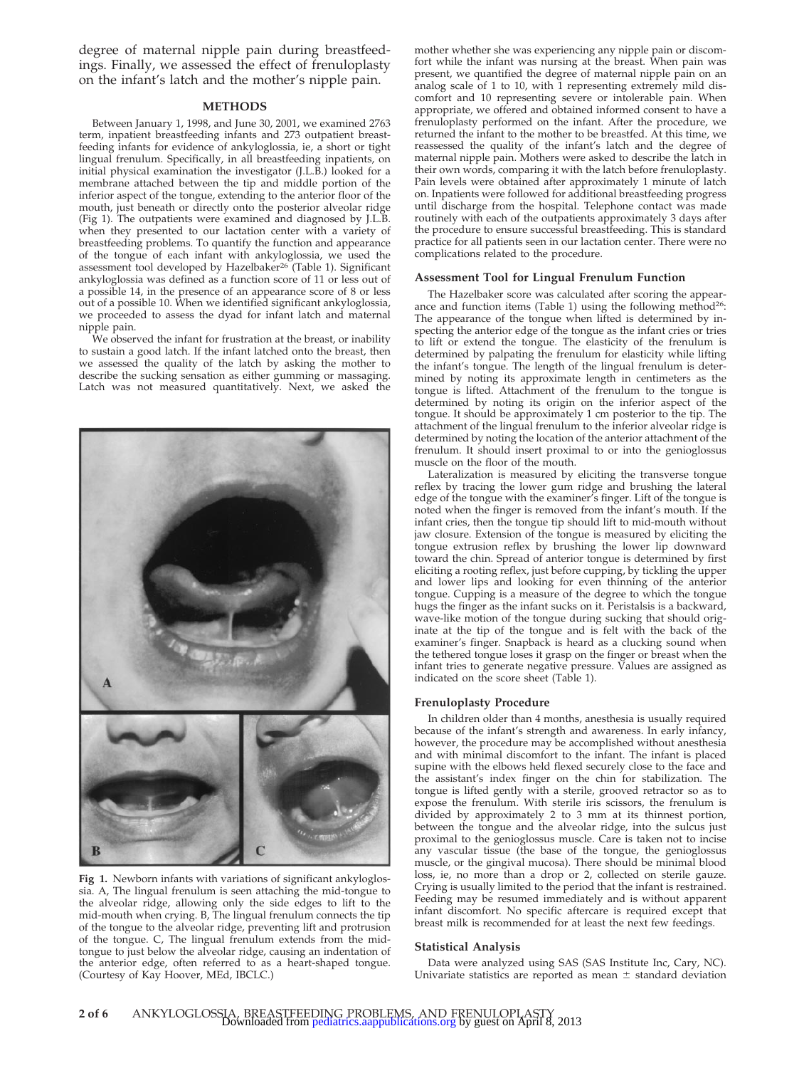degree of maternal nipple pain during breastfeedings. Finally, we assessed the effect of frenuloplasty on the infant's latch and the mother's nipple pain.

## METHODS

Between January 1, 1998, and June 30, 2001, we examined 2763 term, inpatient breastfeeding infants and 273 outpatient breastfeeding infants for evidence of ankyloglossia, ie, a short or tight lingual frenulum. Specifically, in all breastfeeding inpatients, on initial physical examination the investigator (J.L.B.) looked for a membrane attached between the tip and middle portion of the inferior aspect of the tongue, extending to the anterior floor of the mouth, just beneath or directly onto the posterior alveolar ridge (Fig 1). The outpatients were examined and diagnosed by J.L.B. when they presented to our lactation center with a variety of breastfeeding problems. To quantify the function and appearance of the tongue of each infant with ankyloglossia, we used the assessment tool developed by Hazelbaker[26] (Table 1). Significant ankyloglossia was defined as a function score of 11 or less out of a possible 14, in the presence of an appearance score of 8 or less out of a possible 10. When we identified significant ankyloglossia, we proceeded to assess the dyad for infant latch and maternal nipple pain.

We observed the infant for frustration at the breast, or inability to sustain a good latch. If the infant latched onto the breast, then we assessed the quality of the latch by asking the mother to describe the sucking sensation as either gumming or massaging. Latch was not measured quantitatively. Next, we asked the mother whether she was experiencing any nipple pain or discomfort while the infant was nursing at the breast. When pain was present, we quantified the degree of maternal nipple pain on an analog scale of 1 to 10, with 1 representing extremely mild discomfort and 10 representing severe or intolerable pain. When appropriate, we offered and obtained informed consent to have a frenuloplasty performed on the infant. After the procedure, we returned the infant to the mother to be breastfed. At this time, we reassessed the quality of the infant's latch and the degree of maternal nipple pain. Mothers were asked to describe the latch in their own words, comparing it with the latch before frenuloplasty. Pain levels were obtained after approximately 1 minute of latch on. Inpatients were followed for additional breastfeeding progress until discharge from the hospital. Telephone contact was made routinely with each of the outpatients approximately 3 days after the procedure to ensure successful breastfeeding. This is standard practice for all patients seen in our lactation center. There were no complications related to the procedure.

Fig 1. Newborn infants with variations of significant ankyloglossia. A, The lingual frenulum is seen attaching the mid-tongue to the alveolar ridge, allowing only the side edges to lift to the mid-mouth when crying. B, The lingual frenulum connects the tip of the tongue to the alveolar ridge, preventing lift and protrusion of the tongue. C, The lingual frenulum extends from the mid-tongue to just below the alveolar ridge, causing an indentation of the anterior edge, often referred to as a heart-shaped tongue. (Courtesy of Kay Hoover, MEd, IBCLC.)

### Assessment Tool for Lingual Frenulum Function

The Hazelbaker score was calculated after scoring the appearance and function items (Table 1) using the following method[26]: The appearance of the tongue when lifted is determined by inspecting the anterior edge of the tongue as the infant cries or tries to lift or extend the tongue. The elasticity of the frenulum is determined by palpating the frenulum for elasticity while lifting the infant's tongue. The length of the lingual frenulum is determined by noting its approximate length in centimeters as the tongue is lifted. Attachment of the frenulum to the tongue is determined by noting its origin on the inferior aspect of the tongue. It should be approximately 1 cm posterior to the tip. The attachment of the lingual frenulum to the inferior alveolar ridge is determined by noting the location of the anterior attachment of the frenulum. It should insert proximal to or into the genioglossus muscle on the floor of the mouth.

Lateralization is measured by eliciting the transverse tongue reflex by tracing the lower gum ridge and brushing the lateral edge of the tongue with the examiner's finger. Lift of the tongue is noted when the finger is removed from the infant's mouth. If the infant cries, then the tongue tip should lift to mid-mouth without jaw closure. Extension of the tongue is measured by eliciting the tongue extrusion reflex by brushing the lower lip downward toward the chin. Spread of anterior tongue is determined by first eliciting a rooting reflex, just before cupping, by tickling the upper and lower lips and looking for even thinning of the anterior tongue. Cupping is a measure of the degree to which the tongue hugs the finger as the infant sucks on it. Peristalsis is a backward, wave-like motion of the tongue during sucking that should originate at the tip of the tongue and is felt with the back of the examiner's finger. Snapback is heard as a clucking sound when the tethered tongue loses it grasp on the finger or breast when the infant tries to generate negative pressure. Values are assigned as indicated on the score sheet (Table 1).

### Frenuloplasty Procedure

In children older than 4 months, anesthesia is usually required because of the infant's strength and awareness. In early infancy, however, the procedure may be accomplished without anesthesia and with minimal discomfort to the infant. The infant is placed supine with the elbows held flexed securely close to the face and the assistant's index finger on the chin for stabilization. The tongue is lifted gently with a sterile, grooved retractor so as to expose the frenulum. With sterile iris scissors, the frenulum is divided by approximately 2 to 3 mm at its thinnest portion, between the tongue and the alveolar ridge, into the sulcus just proximal to the genioglossus muscle. Care is taken not to incise any vascular tissue (the base of the tongue, the genioglossus muscle, or the gingival mucosa). There should be minimal blood loss, ie, no more than a drop or 2, collected on sterile gauze. Crying is usually limited to the period that the infant is restrained. Feeding may be resumed immediately and is without apparent infant discomfort. No specific aftercare is required except that breast milk is recommended for at least the next few feedings.

### Statistical Analysis

Data were analyzed using SAS (SAS Institute Inc, Cary, NC). Univariate statistics are reported as mean ± standard deviation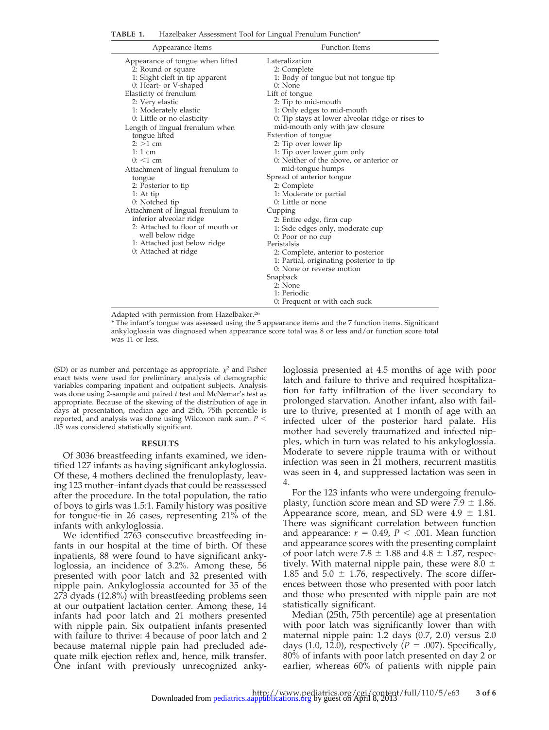**TABLE 1.** Hazelbaker Assessment Tool for Lingual Frenulum Function*

| Appearance Items | Function Items |
|---|---|
| Appearance of tongue when lifted | Lateralization |
| 2: Round or square | 2: Complete |
| 1: Slight cleft in tip apparent | 1: Body of tongue but not tongue tip |
| 0: Heart- or V-shaped | 0: None |
| Elasticity of frenulum | Lift of tongue |
| 2: Very elastic | 2: Tip to mid-mouth |
| 1: Moderately elastic | 1: Only edges to mid-mouth |
| 0: Little or no elasticity | 0: Tip stays at lower alveolar ridge or rises to mid-mouth only with jaw closure |
| Length of lingual frenulum when tongue lifted | Extention of tongue |
| 2: >1 cm | 2: Tip over lower lip |
| 1: 1 cm | 1: Tip over lower gum only |
| 0: <1 cm | 0: Neither of the above, or anterior or mid-tongue humps |
| Attachment of lingual frenulum to tongue | Spread of anterior tongue |
| 2: Posterior to tip | 2: Complete |
| 1: At tip | 1: Moderate or partial |
| 0: Notched tip | 0: Little or none |
| Attachment of lingual frenulum to inferior alveolar ridge | Cupping |
| 2: Attached to floor of mouth or well below ridge | 2: Entire edge, firm cup |
| 1: Attached just below ridge | 1: Side edges only, moderate cup |
| 0: Attached at ridge | 0: Poor or no cup |
| | Peristalsis |
| | 2: Complete, anterior to posterior |
| | 1: Partial, originating posterior to tip |
| | 0: None or reverse motion |
| | Snapback |
| | 2: None |
| | 1: Periodic |
| | 0: Frequent or with each suck |

Adapted with permission from Hazelbaker.[26]

* The infant's tongue was assessed using the 5 appearance items and the 7 function items. Significant ankyloglossia was diagnosed when appearance score total was 8 or less and/or function score total was 11 or less.

(SD) or as number and percentage as appropriate. $\chi^2$ and Fisher exact tests were used for preliminary analysis of demographic variables comparing inpatient and outpatient subjects. Analysis was done using 2-sample and paired *t* test and McNemar's test as appropriate. Because of the skewing of the distribution of age in days at presentation, median age and 25th, 75th percentile is reported, and analysis was done using Wilcoxon rank sum. $P < .05$ was considered statistically significant.

## RESULTS

Of 3036 breastfeeding infants examined, we identified 127 infants as having significant ankyloglossia. Of these, 4 mothers declined the frenuloplasty, leaving 123 mother–infant dyads that could be reassessed after the procedure. In the total population, the ratio of boys to girls was 1.5:1. Family history was positive for tongue-tie in 26 cases, representing 21% of the infants with ankyloglossia.

We identified 2763 consecutive breastfeeding infants in our hospital at the time of birth. Of these inpatients, 88 were found to have significant ankyloglossia, an incidence of 3.2%. Among these, 56 presented with poor latch and 32 presented with nipple pain. Ankyloglossia accounted for 35 of the 273 dyads (12.8%) with breastfeeding problems seen at our outpatient lactation center. Among these, 14 infants had poor latch and 21 mothers presented with nipple pain. Six outpatient infants presented with failure to thrive: 4 because of poor latch and 2 because maternal nipple pain had precluded adequate milk ejection reflex and, hence, milk transfer. One infant with previously unrecognized ankyloglossia presented at 4.5 months of age with poor latch and failure to thrive and required hospitalization for fatty infiltration of the liver secondary to prolonged starvation. Another infant, also with failure to thrive, presented at 1 month of age with an infected ulcer of the posterior hard palate. His mother had severely traumatized and infected nipples, which in turn was related to his ankyloglossia. Moderate to severe nipple trauma with or without infection was seen in 21 mothers, recurrent mastitis was seen in 4, and suppressed lactation was seen in 4.

For the 123 infants who were undergoing frenuloplasty, function score mean and SD were 7.9 ± 1.86. Appearance score, mean, and SD were 4.9 ± 1.81. There was significant correlation between function and appearance: $r = 0.49$, $P < .001$. Mean function and appearance scores with the presenting complaint of poor latch were 7.8 ± 1.88 and 4.8 ± 1.87, respectively. With maternal nipple pain, these were 8.0 ± 1.85 and 5.0 ± 1.76, respectively. The score differences between those who presented with poor latch and those who presented with nipple pain are not statistically significant.

Median (25th, 75th percentile) age at presentation with poor latch was significantly lower than with maternal nipple pain: 1.2 days (0.7, 2.0) versus 2.0 days (1.0, 12.0), respectively ($P = .007$). Specifically, 80% of infants with poor latch presented on day 2 or earlier, whereas 60% of patients with nipple pain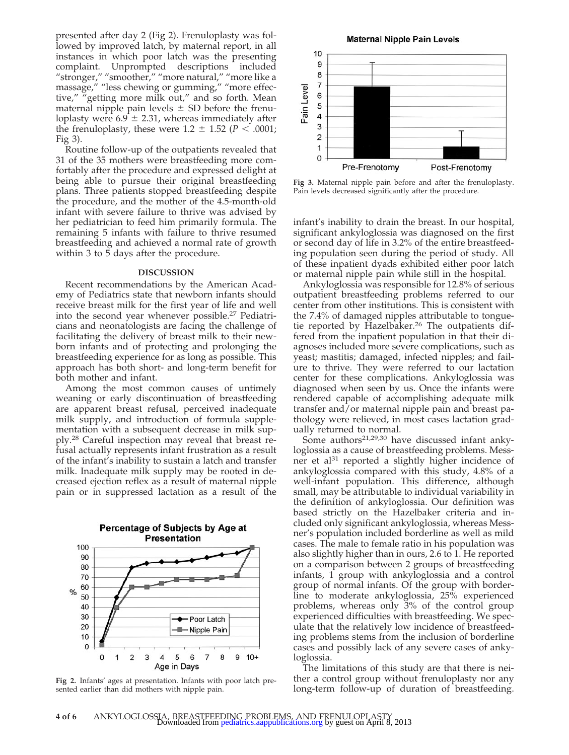presented after day 2 (Fig 2). Frenuloplasty was followed by improved latch, by maternal report, in all instances in which poor latch was the presenting complaint. Unprompted descriptions included "stronger," "smoother," "more natural," "more like a massage," "less chewing or gumming," "more effective," "getting more milk out," and so forth. Mean maternal nipple pain levels ± SD before the frenuloplasty were 6.9 ± 2.31, whereas immediately after the frenuloplasty, these were 1.2 ± 1.52 ($P < .0001$; Fig 3).

Routine follow-up of the outpatients revealed that 31 of the 35 mothers were breastfeeding more comfortably after the procedure and expressed delight at being able to pursue their original breastfeeding plans. Three patients stopped breastfeeding despite the procedure, and the mother of the 4.5-month-old infant with severe failure to thrive was advised by her pediatrician to feed him primarily formula. The remaining 5 infants with failure to thrive resumed breastfeeding and achieved a normal rate of growth within 3 to 5 days after the procedure.

## DISCUSSION

Recent recommendations by the American Academy of Pediatrics state that newborn infants should receive breast milk for the first year of life and well into the second year whenever possible.[27] Pediatricians and neonatologists are facing the challenge of facilitating the delivery of breast milk to their newborn infants and of protecting and prolonging the breastfeeding experience for as long as possible. This approach has both short- and long-term benefit for both mother and infant.

Among the most common causes of untimely weaning or early discontinuation of breastfeeding are apparent breast refusal, perceived inadequate milk supply, and introduction of formula supplementation with a subsequent decrease in milk supply.[28] Careful inspection may reveal that breast refusal actually represents infant frustration as a result of the infant's inability to sustain a latch and transfer milk. Inadequate milk supply may be rooted in decreased ejection reflex as a result of maternal nipple pain or in suppressed lactation as a result of the infant's inability to drain the breast. In our hospital, significant ankyloglossia was diagnosed on the first or second day of life in 3.2% of the entire breastfeeding population seen during the period of study. All of these inpatient dyads exhibited either poor latch or maternal nipple pain while still in the hospital.

Fig 2. Infants' ages at presentation. Infants with poor latch presented earlier than did mothers with nipple pain.

Fig 3. Maternal nipple pain before and after the frenuloplasty. Pain levels decreased significantly after the procedure.

Ankyloglossia was responsible for 12.8% of serious outpatient breastfeeding problems referred to our center from other institutions. This is consistent with the 7.4% of damaged nipples attributable to tongue-tie reported by Hazelbaker.[26] The outpatients differed from the inpatient population in that their diagnoses included more severe complications, such as yeast; mastitis; damaged, infected nipples; and failure to thrive. They were referred to our lactation center for these complications. Ankyloglossia was diagnosed when seen by us. Once the infants were rendered capable of accomplishing adequate milk transfer and/or maternal nipple pain and breast pathology were relieved, in most cases lactation gradually returned to normal.

Some authors[21,29,30] have discussed infant ankyloglossia as a cause of breastfeeding problems. Messner et al[31] reported a slightly higher incidence of ankyloglossia compared with this study, 4.8% of a well-infant population. This difference, although small, may be attributable to individual variability in the definition of ankyloglossia. Our definition was based strictly on the Hazelbaker criteria and included only significant ankyloglossia, whereas Messner's population included borderline as well as mild cases. The male to female ratio in his population was also slightly higher than in ours, 2.6 to 1. He reported on a comparison between 2 groups of breastfeeding infants, 1 group with ankyloglossia and a control group of normal infants. Of the group with borderline to moderate ankyloglossia, 25% experienced problems, whereas only 3% of the control group experienced difficulties with breastfeeding. We speculate that the relatively low incidence of breastfeeding problems stems from the inclusion of borderline cases and possibly lack of any severe cases of ankyloglossia.

The limitations of this study are that there is neither a control group without frenuloplasty nor any long-term follow-up of duration of breastfeeding.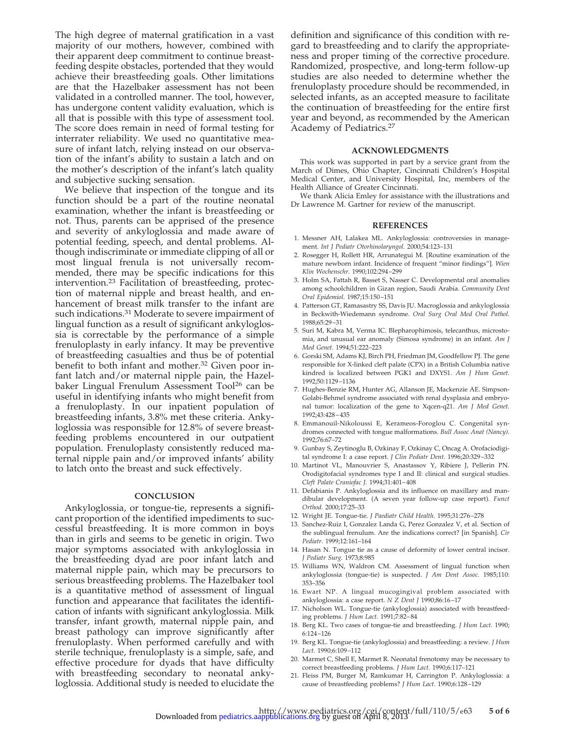The high degree of maternal gratification in a vast majority of our mothers, however, combined with their apparent deep commitment to continue breastfeeding despite obstacles, portended that they would achieve their breastfeeding goals. Other limitations are that the Hazelbaker assessment has not been validated in a controlled manner. The tool, however, has undergone content validity evaluation, which is all that is possible with this type of assessment tool. The score does remain in need of formal testing for interrater reliability. We used no quantitative measure of infant latch, relying instead on our observation of the infant's ability to sustain a latch and on the mother's description of the infant's latch quality and subjective sucking sensation.

We believe that inspection of the tongue and its function should be a part of the routine neonatal examination, whether the infant is breastfeeding or not. Thus, parents can be apprised of the presence and severity of ankyloglossia and made aware of potential feeding, speech, and dental problems. Although indiscriminate or immediate clipping of all or most lingual frenula is not universally recommended, there may be specific indications for this intervention.[23] Facilitation of breastfeeding, protection of maternal nipple and breast health, and enhancement of breast milk transfer to the infant are such indications.[31] Moderate to severe impairment of lingual function as a result of significant ankyloglossia is correctable by the performance of a simple frenuloplasty in early infancy. It may be preventive of breastfeeding casualties and thus be of potential benefit to both infant and mother.[32] Given poor infant latch and/or maternal nipple pain, the Hazelbaker Lingual Frenulum Assessment Tool[26] can be useful in identifying infants who might benefit from a frenuloplasty. In our inpatient population of breastfeeding infants, 3.8% met these criteria. Ankyloglossia was responsible for 12.8% of severe breastfeeding problems encountered in our outpatient population. Frenuloplasty consistently reduced maternal nipple pain and/or improved infants' ability to latch onto the breast and suck effectively.

## CONCLUSION

Ankyloglossia, or tongue-tie, represents a significant proportion of the identified impediments to successful breastfeeding. It is more common in boys than in girls and seems to be genetic in origin. Two major symptoms associated with ankyloglossia in the breastfeeding dyad are poor infant latch and maternal nipple pain, which may be precursors to serious breastfeeding problems. The Hazelbaker tool is a quantitative method of assessment of lingual function and appearance that facilitates the identification of infants with significant ankyloglossia. Milk transfer, infant growth, maternal nipple pain, and breast pathology can improve significantly after frenuloplasty. When performed carefully and with sterile technique, frenuloplasty is a simple, safe, and effective procedure for dyads that have difficulty with breastfeeding secondary to neonatal ankyloglossia. Additional study is needed to elucidate the definition and significance of this condition with regard to breastfeeding and to clarify the appropriateness and proper timing of the corrective procedure. Randomized, prospective, and long-term follow-up studies are also needed to determine whether the frenuloplasty procedure should be recommended, in selected infants, as an accepted measure to facilitate the continuation of breastfeeding for the entire first year and beyond, as recommended by the American Academy of Pediatrics.[27]

## ACKNOWLEDGMENTS

This work was supported in part by a service grant from the March of Dimes, Ohio Chapter, Cincinnati Children's Hospital Medical Center, and University Hospital, Inc, members of the Health Alliance of Greater Cincinnati.

We thank Alicia Emley for assistance with the illustrations and Dr Lawrence M. Gartner for review of the manuscript.

## REFERENCES

1. Messner AH, Lalakea ML. Ankyloglossia: controversies in management. *Int J Pediatr Otorhinolaryngol.* 2000;54:123–131
2. Rosegger H, Rollett HR, Arrunategui M. [Routine examination of the mature newborn infant. Incidence of frequent "minor findings"]. *Wien Klin Wochenschr.* 1990;102:294–299
3. Holm SA, Fattah R, Basset S, Nasser C. Developmental oral anomalies among schoolchildren in Gizan region, Saudi Arabia. *Community Dent Oral Epidemiol.* 1987;15:150–151
4. Patterson GT, Ramasastry SS, Davis JU. Macroglossia and ankyloglossia in Beckwith-Wiedemann syndrome. *Oral Surg Oral Med Oral Pathol.* 1988;65:29–31
5. Suri M, Kabra M, Verma IC. Blepharophimosis, telecanthus, microstomia, and unusual ear anomaly (Simosa syndrome) in an infant. *Am J Med Genet.* 1994;51:222–223
6. Gorski SM, Adams KJ, Birch PH, Friedman JM, Goodfellow PJ. The gene responsible for X-linked cleft palate (CPX) in a British Columbia native kindred is localized between PGK1 and DXYS1. *Am J Hum Genet.* 1992;50:1129–1136
7. Hughes-Benzie RM, Hunter AG, Allanson JE, Mackenzie AE. Simpson-Golabi-Behmel syndrome associated with renal dysplasia and embryonal tumor: localization of the gene to Xqcen-q21. *Am J Med Genet.* 1992;43:428–435
8. Emmanouil-Nikoloussi E, Kerameos-Foroglou C. Congenital syndromes connected with tongue malformations. *Bull Assoc Anat (Nancy).* 1992;76:67–72
9. Gunbay S, Zeytinoglu B, Ozkinay F, Ozkinay C, Oncag A. Orofaciodigital syndrome I: a case report. *J Clin Pediatr Dent.* 1996;20:329–332
10. Martinot VL, Manouvrier S, Anastassov Y, Ribiere J, Pellerin PN. Orodigitofacial syndromes type I and II: clinical and surgical studies. *Cleft Palate Craniofac J.* 1994;31:401–408
11. Defabianis P. Ankyloglossia and its influence on maxillary and mandibular development. (A seven year follow-up case report). *Funct Orthod.* 2000;17:25–33
12. Wright JE. Tongue-tie. *J Paediatr Child Health.* 1995;31:276–278
13. Sanchez-Ruiz I, Gonzalez Landa G, Perez Gonzalez V, et al. Section of the sublingual frenulum. Are the indications correct? [in Spanish]. *Cir Pediatr.* 1999;12:161–164
14. Hasan N. Tongue tie as a cause of deformity of lower central incisor. *J Pediatr Surg.* 1973;8:985
15. Williams WN, Waldron CM. Assessment of lingual function when ankyloglossia (tongue-tie) is suspected. *J Am Dent Assoc.* 1985;110: 353–356
16. Ewart NP. A lingual mucogingival problem associated with ankyloglossia: a case report. *N Z Dent J* 1990;86:16–17
17. Nicholson WL. Tongue-tie (ankyloglossia) associated with breastfeeding problems. *J Hum Lact.* 1991;7:82–84
18. Berg KL. Two cases of tongue-tie and breastfeeding. *J Hum Lact.* 1990; 6:124–126
19. Berg KL. Tongue-tie (ankyloglossia) and breastfeeding: a review. *J Hum Lact.* 1990;6:109–112
20. Marmet C, Shell E, Marmet R. Neonatal frenotomy may be necessary to correct breastfeeding problems. *J Hum Lact.* 1990;6:117–121
21. Fleiss PM, Burger M, Ramkumar H, Carrington P. Ankyloglossia: a cause of breastfeeding problems? *J Hum Lact.* 1990;6:128–129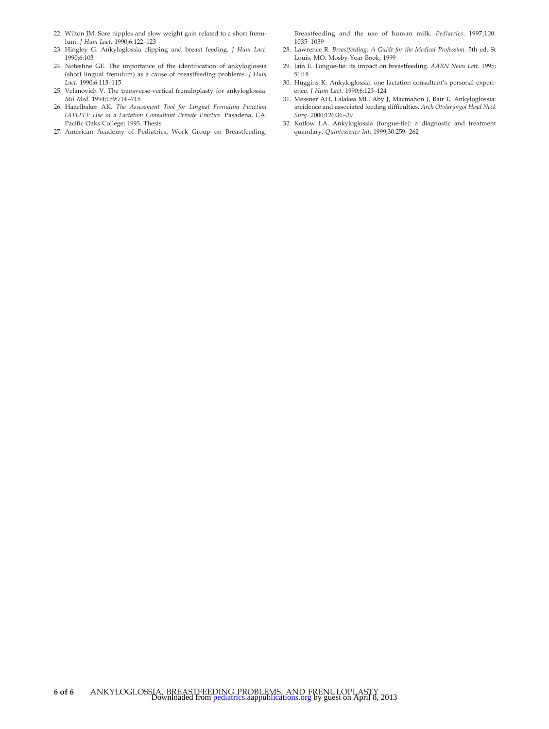22. Wilton JM. Sore nipples and slow weight gain related to a short frenulum. *J Hum Lact.* 1990;6:122–123
23. Hingley G. Ankyloglossia clipping and breast feeding. *J Hum Lact.* 1990;6:103
24. Notestine GE. The importance of the identification of ankyloglossia (short lingual frenulum) as a cause of breastfeeding problems. *J Hum Lact.* 1990;6:113–115
25. Velanovich V. The transverse-vertical frenuloplasty for ankyloglossia. *Mil Med.* 1994;159:714–715
26. Hazelbaker AK. *The Assessment Tool for Lingual Frenulum Function (ATLFF): Use in a Lactation Consultant Private Practice.* Pasadena, CA: Pacific Oaks College; 1993. Thesis
27. American Academy of Pediatrics, Work Group on Breastfeeding. Breastfeeding and the use of human milk. *Pediatrics.* 1997;100: 1035–1039
28. Lawrence R. *Breastfeeding: A Guide for the Medical Profession.* 5th ed. St Louis, MO: Mosby-Year Book; 1999
29. Jain E. Tongue-tie: its impact on breastfeeding. *AARN News Lett.* 1995; 51:18
30. Huggins K. Ankyloglossia: one lactation consultant's personal experience. *J Hum Lact.* 1990;6:123–124
31. Messner AH, Lalakea ML, Aby J, Macmahon J, Bair E. Ankyloglossia: incidence and associated feeding difficulties. *Arch Otolaryngol Head Neck Surg.* 2000;126:36–39
32. Kotlow LA. Ankyloglossia (tongue-tie): a diagnostic and treatment quandary. *Quintessence Int.* 1999;30:259–262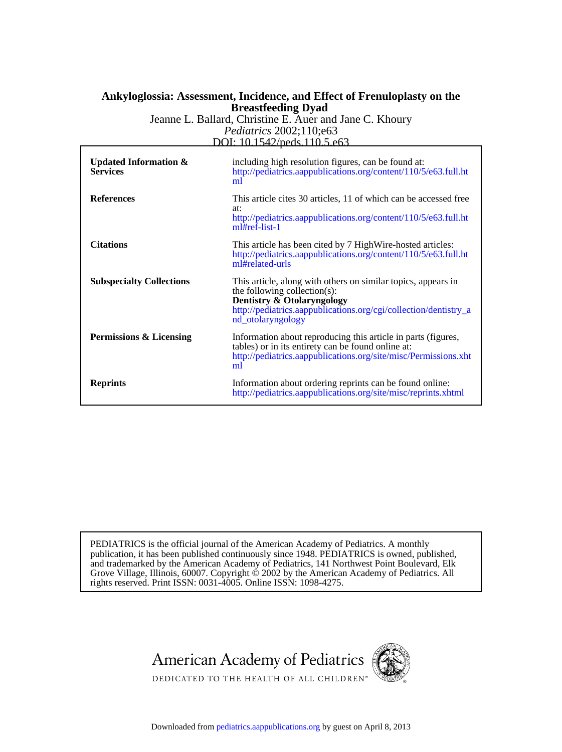**Ankyloglossia: Assessment, Incidence, and Effect of Frenuloplasty on the Breastfeeding Dyad**

Jeanne L. Ballard, Christine E. Auer and Jane C. Khoury

*Pediatrics* 2002;110;e63

DOI: 10.1542/peds.110.5.e63

| | |
|---|---|
| **Updated Information & Services** | including high resolution figures, can be found at: http://pediatrics.aappublications.org/content/110/5/e63.full.html |
| **References** | This article cites 30 articles, 11 of which can be accessed free at: http://pediatrics.aappublications.org/content/110/5/e63.full.html#ref-list-1 |
| **Citations** | This article has been cited by 7 HighWire-hosted articles: http://pediatrics.aappublications.org/content/110/5/e63.full.html#related-urls |
| **Subspecialty Collections** | This article, along with others on similar topics, appears in the following collection(s): **Dentistry & Otolaryngology** http://pediatrics.aappublications.org/cgi/collection/dentistry_and_otolaryngology |
| **Permissions & Licensing** | Information about reproducing this article in parts (figures, tables) or in its entirety can be found online at: http://pediatrics.aappublications.org/site/misc/Permissions.xhtml |
| **Reprints** | Information about ordering reprints can be found online: http://pediatrics.aappublications.org/site/misc/reprints.xhtml |

PEDIATRICS is the official journal of the American Academy of Pediatrics. A monthly publication, it has been published continuously since 1948. PEDIATRICS is owned, published, and trademarked by the American Academy of Pediatrics, 141 Northwest Point Boulevard, Elk Grove Village, Illinois, 60007. Copyright © 2002 by the American Academy of Pediatrics. All rights reserved. Print ISSN: 0031-4005. Online ISSN: 1098-4275.

American Academy of Pediatrics

DEDICATED TO THE HEALTH OF ALL CHILDREN™

Downloaded from pediatrics.aappublications.org by guest on April 8, 2013